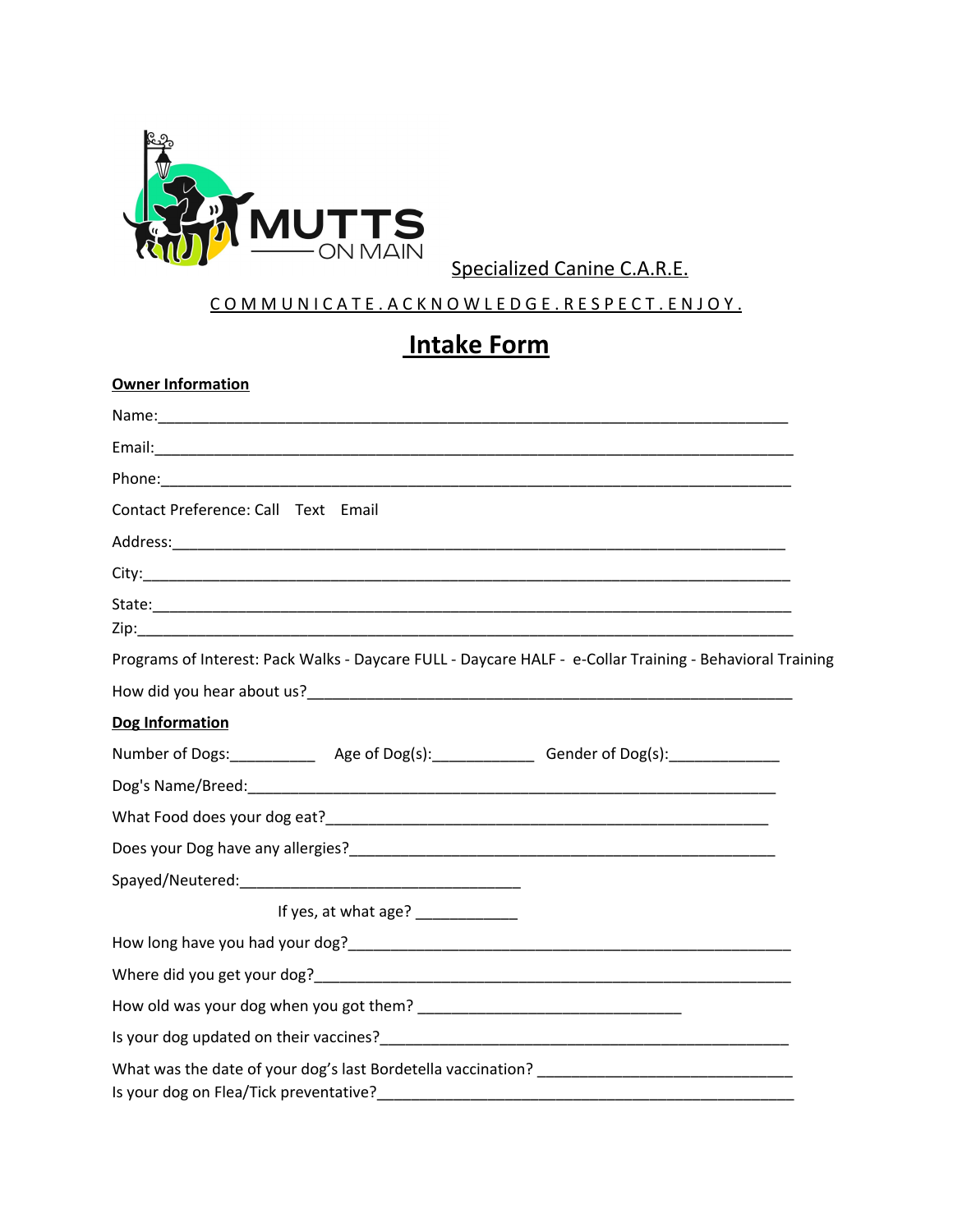MUTTS ON MAIN

Specialized Canine C.A.R.E.

COMMUNICATE. ACKNOWLEDGE. RESPECT. ENJOY.

# Intake Form

**Owner Information**

Name:___________________________________________________________________________

Email:__________________________________________________________________________

Phone:__________________________________________________________________________

Contact Preference: Call  Text  Email

Address:_________________________________________________________________________

City:____________________________________________________________________________

State:___________________________________________________________________________

Zip:_____________________________________________________________________________

Programs of Interest: Pack Walks - Daycare FULL - Daycare HALF - e-Collar Training - Behavioral Training

How did you hear about us?____________________________________________________________

**Dog Information**

Number of Dogs:__________ Age of Dog(s):____________ Gender of Dog(s):_____________

Dog's Name/Breed:_________________________________________________________________

What Food does your dog eat?_______________________________________________________

Does your Dog have any allergies?____________________________________________________

Spayed/Neutered:_________________________________

If yes, at what age? ____________

How long have you had your dog?____________________________________________________

Where did you get your dog?_________________________________________________________

How old was your dog when you got them? _______________________________

Is your dog updated on their vaccines?__________________________________________________

What was the date of your dog's last Bordetella vaccination? ______________________________

Is your dog on Flea/Tick preventative?__________________________________________________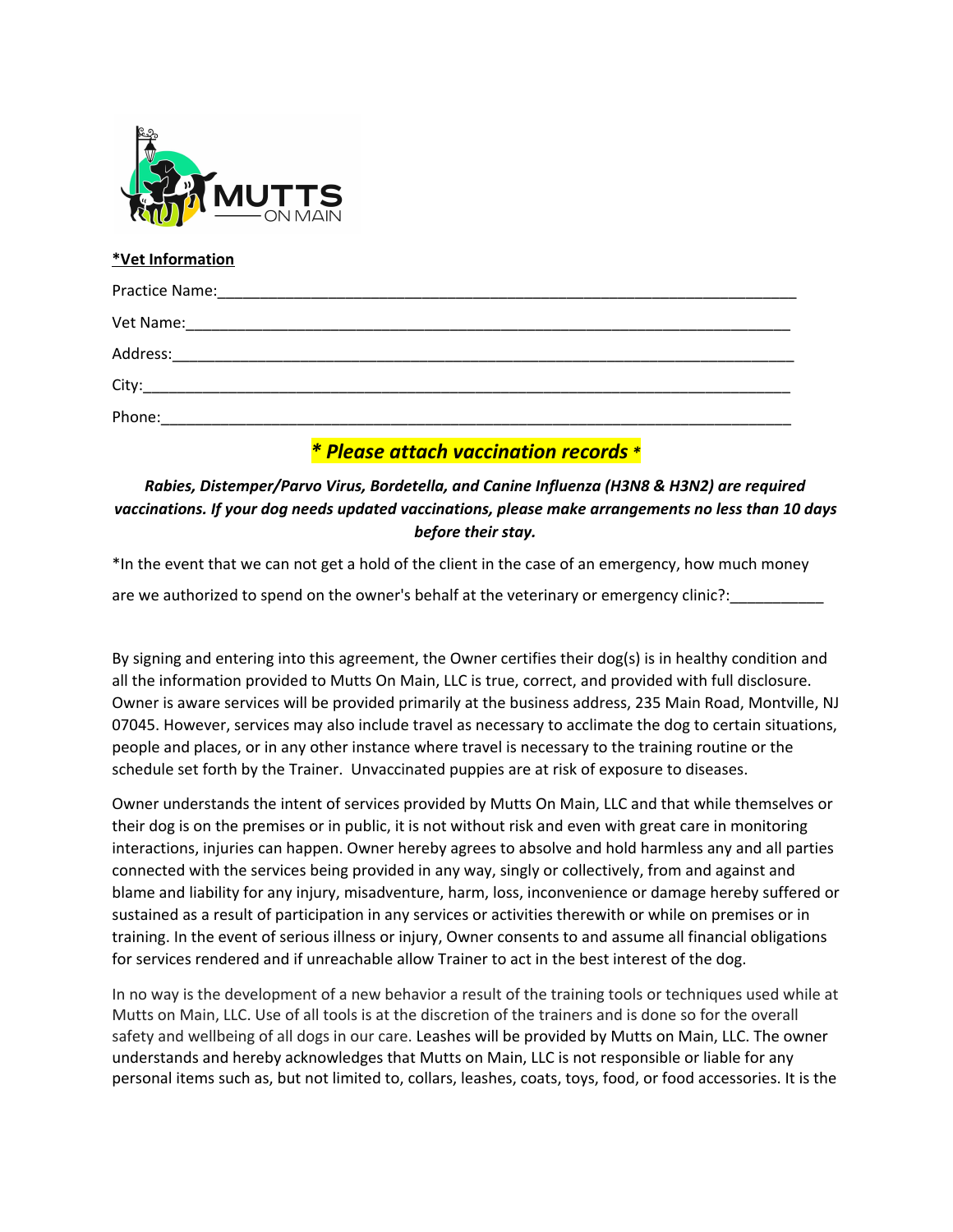**MUTTS ON MAIN**

**<u>*Vet Information</u>**

Practice Name:___________________________________________________________________________

Vet Name:______________________________________________________________________________

Address:________________________________________________________________________________

City:___________________________________________________________________________________

Phone:_________________________________________________________________________________

***\* Please attach vaccination records \****

***Rabies, Distemper/Parvo Virus, Bordetella, and Canine Influenza (H3N8 & H3N2) are required vaccinations. If your dog needs updated vaccinations, please make arrangements no less than 10 days before their stay.***

*In the event that we can not get a hold of the client in the case of an emergency, how much money are we authorized to spend on the owner's behalf at the veterinary or emergency clinic?:___________

By signing and entering into this agreement, the Owner certifies their dog(s) is in healthy condition and all the information provided to Mutts On Main, LLC is true, correct, and provided with full disclosure. Owner is aware services will be provided primarily at the business address, 235 Main Road, Montville, NJ 07045. However, services may also include travel as necessary to acclimate the dog to certain situations, people and places, or in any other instance where travel is necessary to the training routine or the schedule set forth by the Trainer. Unvaccinated puppies are at risk of exposure to diseases.

Owner understands the intent of services provided by Mutts On Main, LLC and that while themselves or their dog is on the premises or in public, it is not without risk and even with great care in monitoring interactions, injuries can happen. Owner hereby agrees to absolve and hold harmless any and all parties connected with the services being provided in any way, singly or collectively, from and against and blame and liability for any injury, misadventure, harm, loss, inconvenience or damage hereby suffered or sustained as a result of participation in any services or activities therewith or while on premises or in training. In the event of serious illness or injury, Owner consents to and assume all financial obligations for services rendered and if unreachable allow Trainer to act in the best interest of the dog.

In no way is the development of a new behavior a result of the training tools or techniques used while at Mutts on Main, LLC. Use of all tools is at the discretion of the trainers and is done so for the overall safety and wellbeing of all dogs in our care. Leashes will be provided by Mutts on Main, LLC. The owner understands and hereby acknowledges that Mutts on Main, LLC is not responsible or liable for any personal items such as, but not limited to, collars, leashes, coats, toys, food, or food accessories. It is the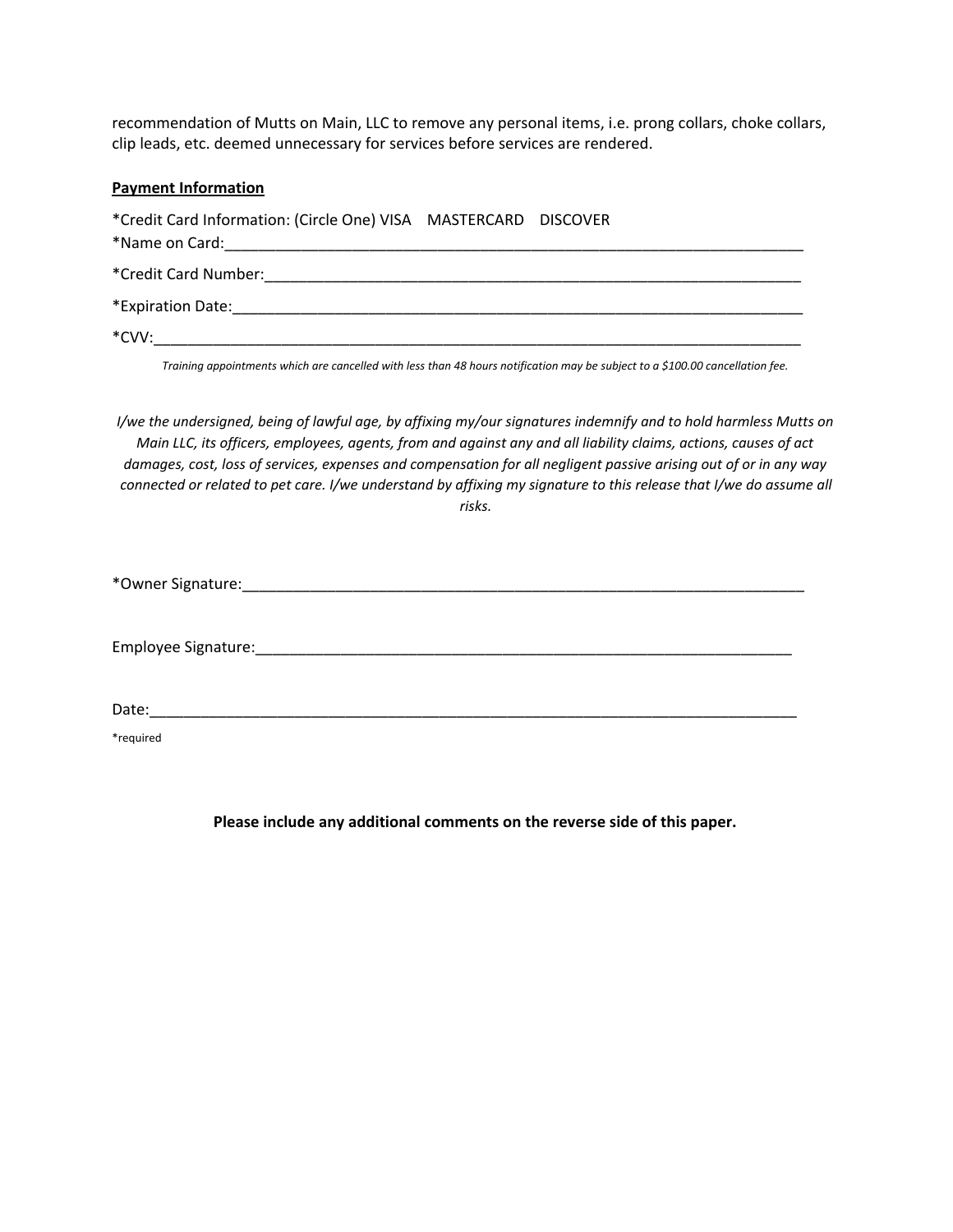recommendation of Mutts on Main, LLC to remove any personal items, i.e. prong collars, choke collars, clip leads, etc. deemed unnecessary for services before services are rendered.

**Payment Information**

*Credit Card Information: (Circle One) VISA MASTERCARD DISCOVER

*Name on Card:_______________________________________________________________________

*Credit Card Number:__________________________________________________________________

*Expiration Date:_____________________________________________________________________

*CVV:______________________________________________________________________________

*Training appointments which are cancelled with less than 48 hours notification may be subject to a $100.00 cancellation fee.*

*I/we the undersigned, being of lawful age, by affixing my/our signatures indemnify and to hold harmless Mutts on Main LLC, its officers, employees, agents, from and against any and all liability claims, actions, causes of act damages, cost, loss of services, expenses and compensation for all negligent passive arising out of or in any way connected or related to pet care. I/we understand by affixing my signature to this release that I/we do assume all risks.*

*Owner Signature:_____________________________________________________________________

Employee Signature:___________________________________________________________________

Date:_______________________________________________________________________________

*required

**Please include any additional comments on the reverse side of this paper.**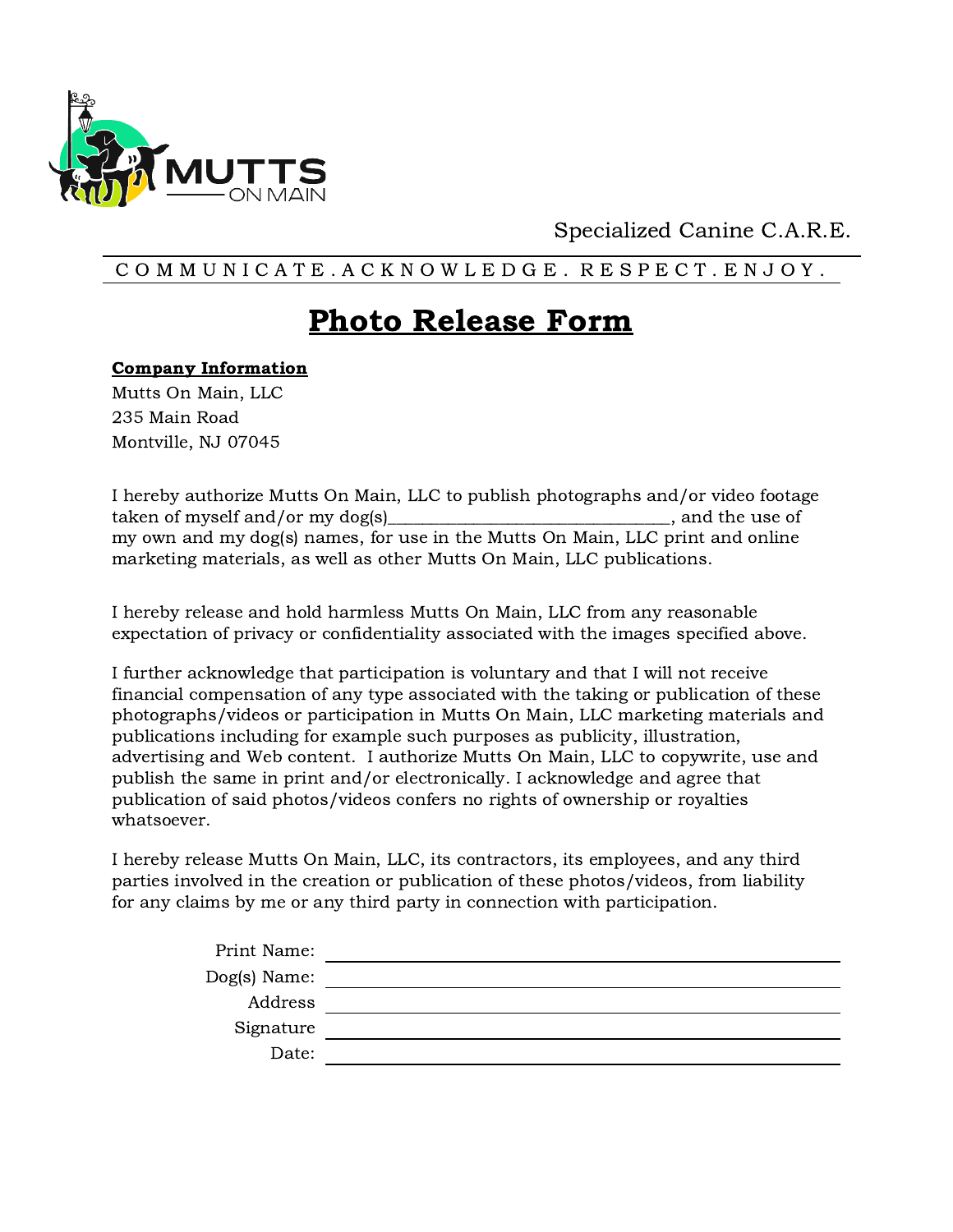MUTTS ON MAIN

Specialized Canine C.A.R.E.

C O M M U N I C A T E . A C K N O W L E D G E . R E S P E C T . E N J O Y .

# Photo Release Form

**Company Information**

Mutts On Main, LLC
235 Main Road
Montville, NJ 07045

I hereby authorize Mutts On Main, LLC to publish photographs and/or video footage taken of myself and/or my dog(s)________________________________, and the use of my own and my dog(s) names, for use in the Mutts On Main, LLC print and online marketing materials, as well as other Mutts On Main, LLC publications.

I hereby release and hold harmless Mutts On Main, LLC from any reasonable expectation of privacy or confidentiality associated with the images specified above.

I further acknowledge that participation is voluntary and that I will not receive financial compensation of any type associated with the taking or publication of these photographs/videos or participation in Mutts On Main, LLC marketing materials and publications including for example such purposes as publicity, illustration, advertising and Web content. I authorize Mutts On Main, LLC to copywrite, use and publish the same in print and/or electronically. I acknowledge and agree that publication of said photos/videos confers no rights of ownership or royalties whatsoever.

I hereby release Mutts On Main, LLC, its contractors, its employees, and any third parties involved in the creation or publication of these photos/videos, from liability for any claims by me or any third party in connection with participation.

Print Name: ______________________________

Dog(s) Name: ______________________________

Address ______________________________

Signature ______________________________

Date: ______________________________